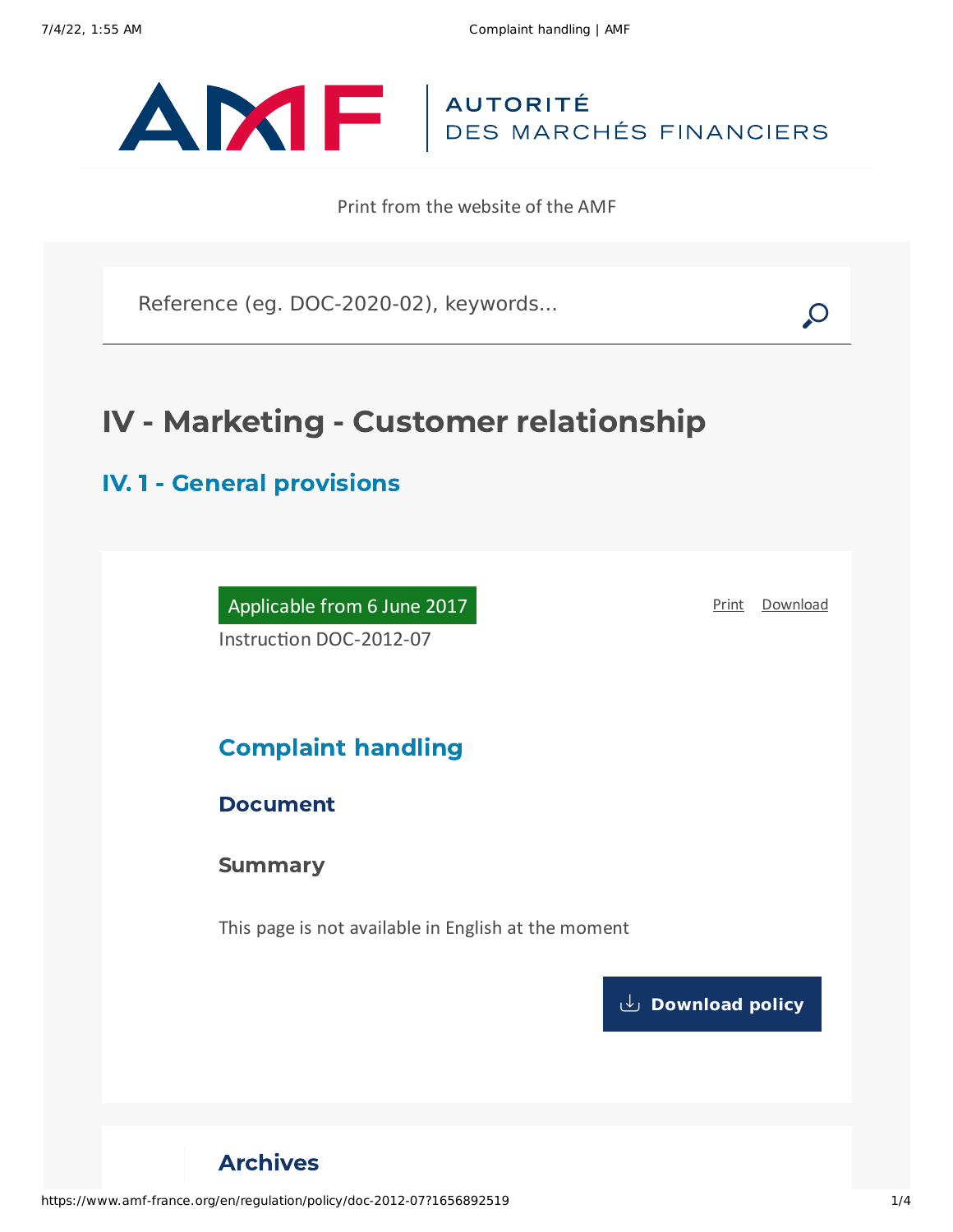AUTORITÉ DES MARCHÉS FINANCIERS

Print from the website of the AMF

Reference (eg. DOC-2020-02), keywords...

# IV - Marketing - Customer relationship

## IV. 1 - General provisions

Applicable from 6 June 2017

Print Download

Instruction DOC-2012-07

## Complaint handling

### Document

### Summary

This page is not available in English at the moment

Download policy

### Archives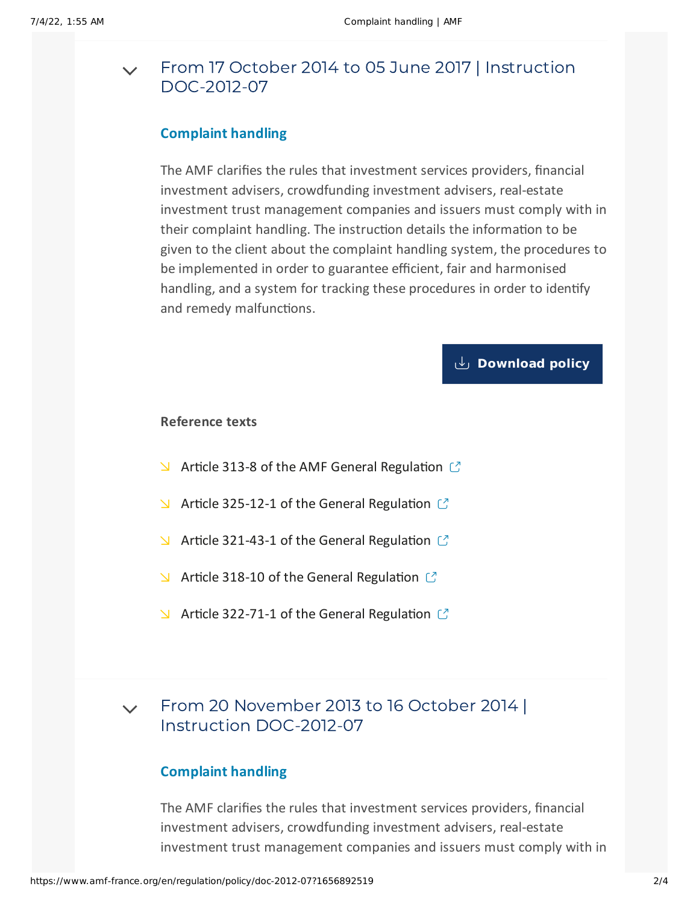## From 17 October 2014 to 05 June 2017 | Instruction DOC-2012-07

### Complaint handling

The AMF clarifies the rules that investment services providers, financial investment advisers, crowdfunding investment advisers, real-estate investment trust management companies and issuers must comply with in their complaint handling. The instruction details the information to be given to the client about the complaint handling system, the procedures to be implemented in order to guarantee efficient, fair and harmonised handling, and a system for tracking these procedures in order to identify and remedy malfunctions.

Download policy

**Reference texts**

- Article 313-8 of the AMF General Regulation
- Article 325-12-1 of the General Regulation
- Article 321-43-1 of the General Regulation
- Article 318-10 of the General Regulation
- Article 322-71-1 of the General Regulation

## From 20 November 2013 to 16 October 2014 | Instruction DOC-2012-07

### Complaint handling

The AMF clarifies the rules that investment services providers, financial investment advisers, crowdfunding investment advisers, real-estate investment trust management companies and issuers must comply with in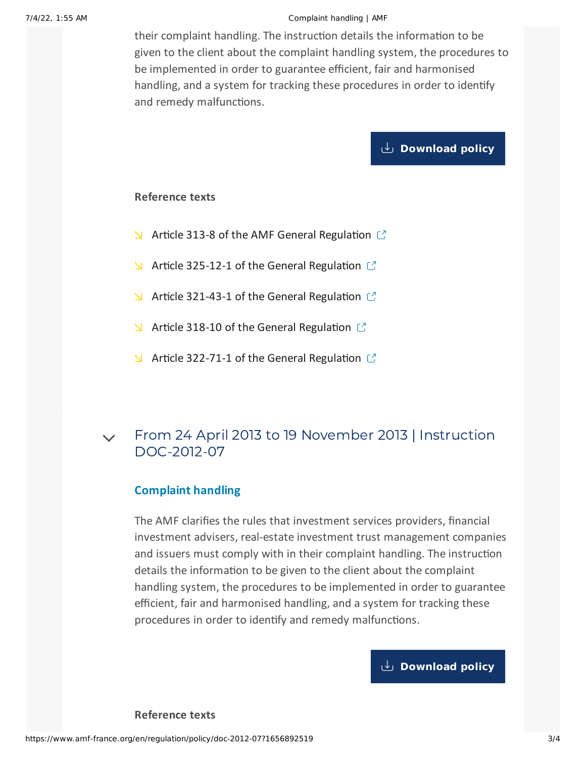their complaint handling. The instruction details the information to be given to the client about the complaint handling system, the procedures to be implemented in order to guarantee efficient, fair and harmonised handling, and a system for tracking these procedures in order to identify and remedy malfunctions.

Download policy

**Reference texts**

- Article 313-8 of the AMF General Regulation
- Article 325-12-1 of the General Regulation
- Article 321-43-1 of the General Regulation
- Article 318-10 of the General Regulation
- Article 322-71-1 of the General Regulation

## From 24 April 2013 to 19 November 2013 | Instruction DOC-2012-07

### Complaint handling

The AMF clarifies the rules that investment services providers, financial investment advisers, real-estate investment trust management companies and issuers must comply with in their complaint handling. The instruction details the information to be given to the client about the complaint handling system, the procedures to be implemented in order to guarantee efficient, fair and harmonised handling, and a system for tracking these procedures in order to identify and remedy malfunctions.

Download policy

**Reference texts**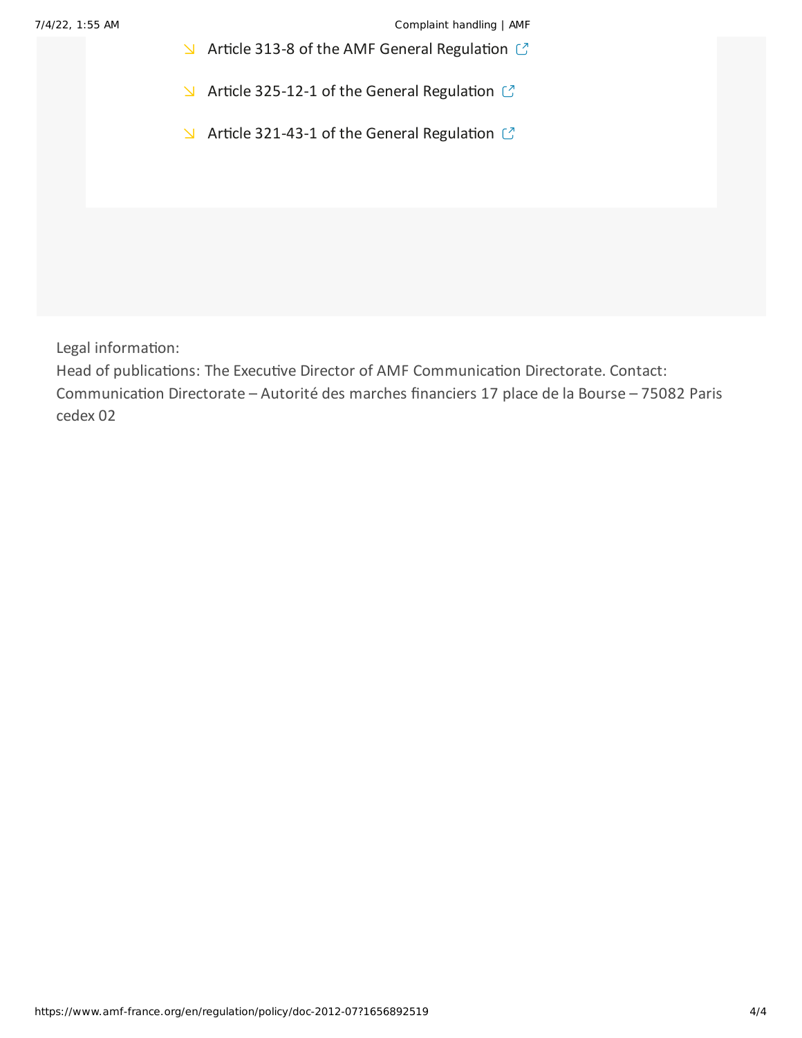- Article 313-8 of the AMF General Regulation
- Article 325-12-1 of the General Regulation
- Article 321-43-1 of the General Regulation

Legal information:
Head of publications: The Executive Director of AMF Communication Directorate. Contact: Communication Directorate – Autorité des marches financiers 17 place de la Bourse – 75082 Paris cedex 02